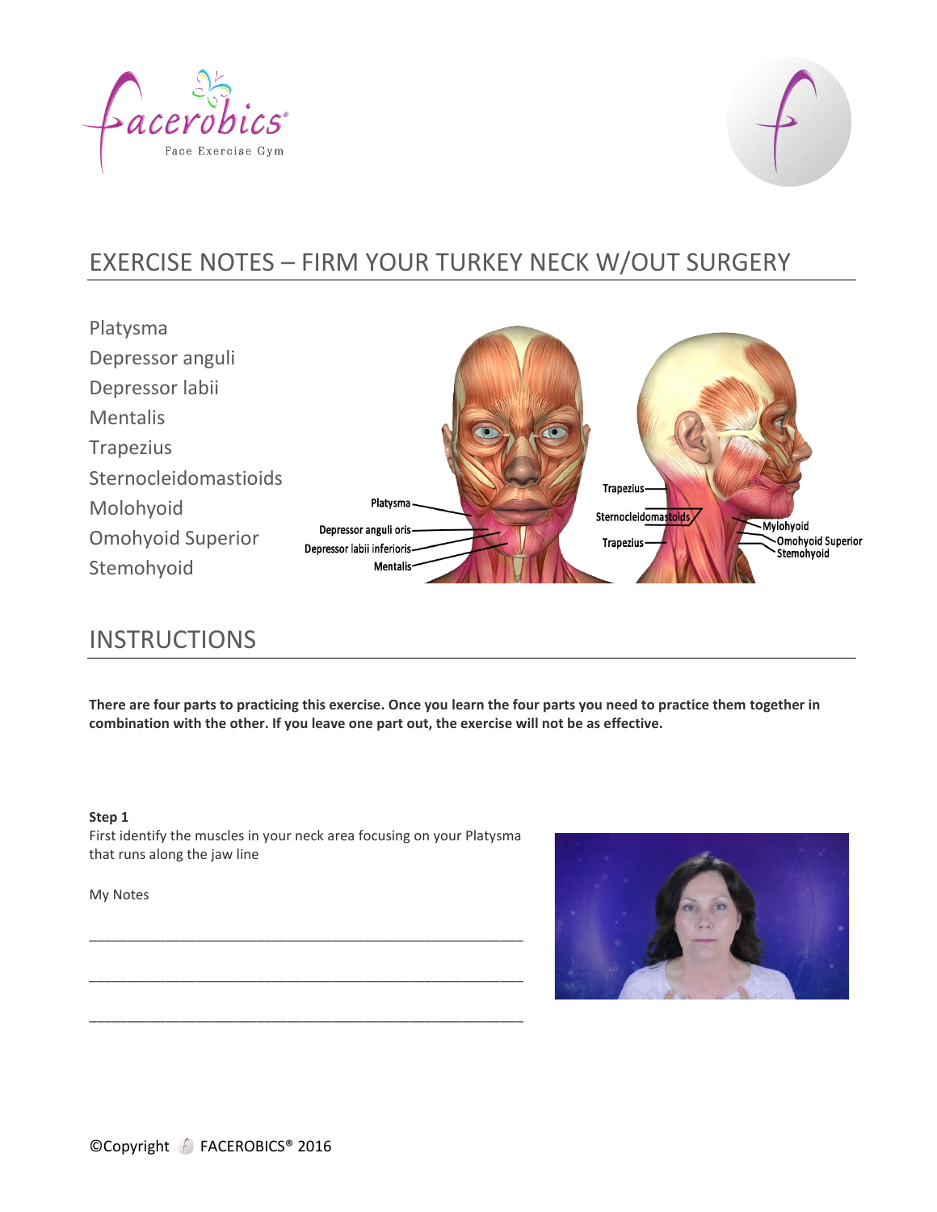# EXERCISE NOTES – FIRM YOUR TURKEY NECK W/OUT SURGERY

Platysma
Depressor anguli
Depressor labii
Mentalis
Trapezius
Sternocleidomastioids
Molohyoid
Omohyoid Superior
Stemohyoid

## INSTRUCTIONS

**There are four parts to practicing this exercise. Once you learn the four parts you need to practice them together in combination with the other. If you leave one part out, the exercise will not be as effective.**

**Step 1**
First identify the muscles in your neck area focusing on your Platysma that runs along the jaw line

My Notes

\_\_\_\_\_\_\_\_\_\_\_\_\_\_\_\_\_\_\_\_\_\_\_\_\_\_\_\_\_\_\_\_\_\_\_\_\_\_\_\_\_\_\_\_\_\_\_\_\_\_\_\_\_\_\_\_\_\_

\_\_\_\_\_\_\_\_\_\_\_\_\_\_\_\_\_\_\_\_\_\_\_\_\_\_\_\_\_\_\_\_\_\_\_\_\_\_\_\_\_\_\_\_\_\_\_\_\_\_\_\_\_\_\_\_\_\_

\_\_\_\_\_\_\_\_\_\_\_\_\_\_\_\_\_\_\_\_\_\_\_\_\_\_\_\_\_\_\_\_\_\_\_\_\_\_\_\_\_\_\_\_\_\_\_\_\_\_\_\_\_\_\_\_\_\_

©Copyright FACEROBICS® 2016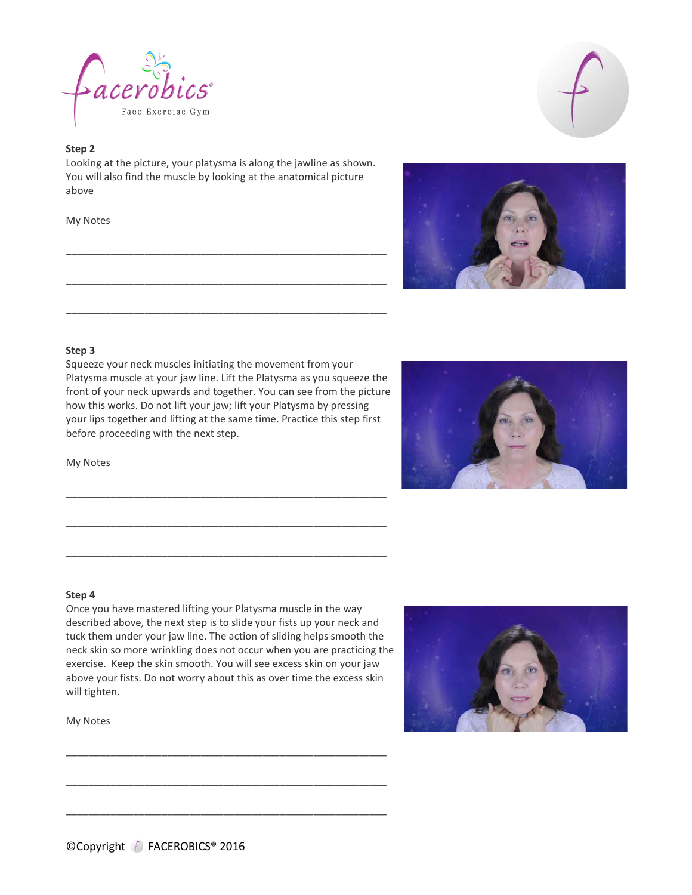### Step 2

Looking at the picture, your platysma is along the jawline as shown. You will also find the muscle by looking at the anatomical picture above

My Notes

___________________________________________________________

___________________________________________________________

___________________________________________________________

### Step 3

Squeeze your neck muscles initiating the movement from your Platysma muscle at your jaw line. Lift the Platysma as you squeeze the front of your neck upwards and together. You can see from the picture how this works. Do not lift your jaw; lift your Platysma by pressing your lips together and lifting at the same time. Practice this step first before proceeding with the next step.

My Notes

___________________________________________________________

___________________________________________________________

___________________________________________________________

### Step 4

Once you have mastered lifting your Platysma muscle in the way described above, the next step is to slide your fists up your neck and tuck them under your jaw line. The action of sliding helps smooth the neck skin so more wrinkling does not occur when you are practicing the exercise. Keep the skin smooth. You will see excess skin on your jaw above your fists. Do not worry about this as over time the excess skin will tighten.

My Notes

___________________________________________________________

___________________________________________________________

___________________________________________________________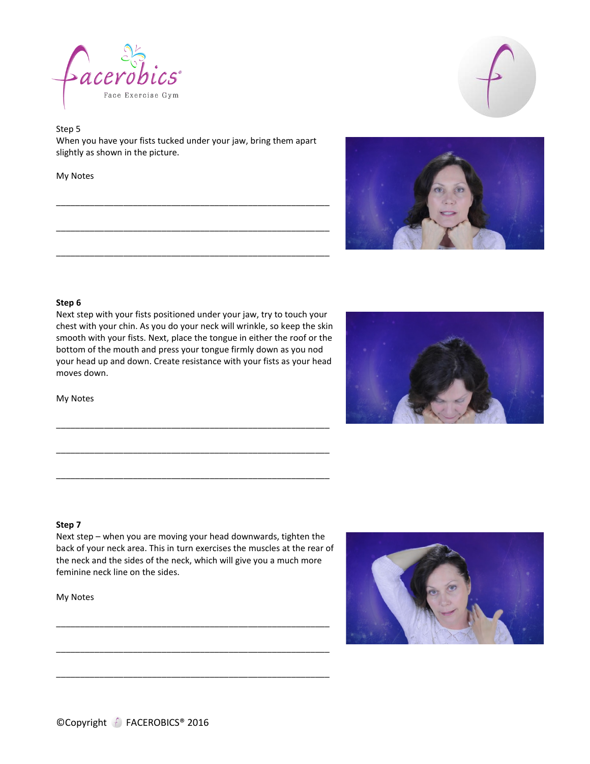Step 5

When you have your fists tucked under your jaw, bring them apart slightly as shown in the picture.

My Notes

___________________________________________________________

___________________________________________________________

___________________________________________________________

**Step 6**

Next step with your fists positioned under your jaw, try to touch your chest with your chin. As you do your neck will wrinkle, so keep the skin smooth with your fists. Next, place the tongue in either the roof or the bottom of the mouth and press your tongue firmly down as you nod your head up and down. Create resistance with your fists as your head moves down.

My Notes

___________________________________________________________

___________________________________________________________

___________________________________________________________

**Step 7**

Next step – when you are moving your head downwards, tighten the back of your neck area. This in turn exercises the muscles at the rear of the neck and the sides of the neck, which will give you a much more feminine neck line on the sides.

My Notes

___________________________________________________________

___________________________________________________________

___________________________________________________________

©Copyright FACEROBICS® 2016